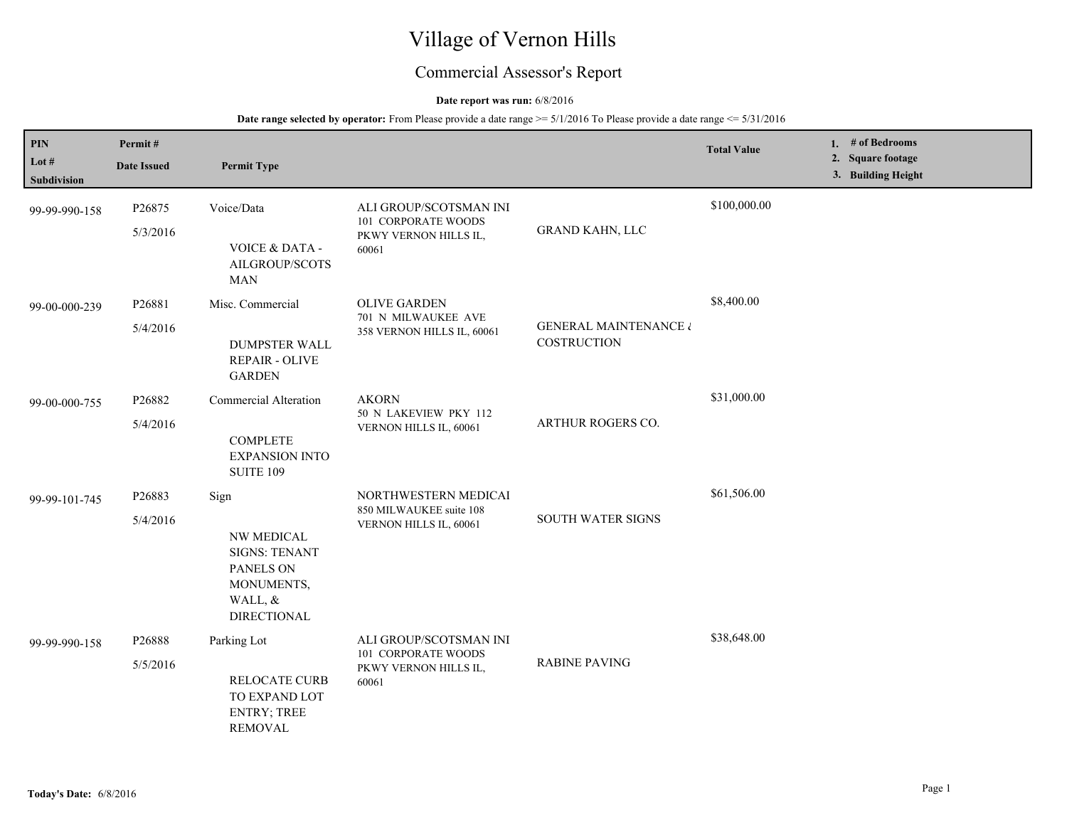# Village of Vernon Hills

## Commercial Assessor's Report

**Date report was run:** 6/8/2016

**Date range selected by operator:** From Please provide a date range >= 5/1/2016 To Please provide a date range <= 5/31/2016

| PIN<br>Lot #<br>Subdivision | Permit #<br>Date Issued | Permit Type | | | Total Value | 1. # of Bedrooms<br>2. Square footage<br>3. Building Height |
|---|---|---|---|---|---|---|
| 99-99-990-158 | P26875<br>5/3/2016 | Voice/Data<br>VOICE & DATA - AILGROUP/SCOTSMAN | ALI GROUP/SCOTSMAN INI<br>101 CORPORATE WOODS PKWY VERNON HILLS IL, 60061 | GRAND KAHN, LLC | $100,000.00 | |
| 99-00-000-239 | P26881<br>5/4/2016 | Misc. Commercial<br>DUMPSTER WALL REPAIR - OLIVE GARDEN | OLIVE GARDEN<br>701 N MILWAUKEE AVE 358 VERNON HILLS IL, 60061 | GENERAL MAINTENANCE & COSTRUCTION | $8,400.00 | |
| 99-00-000-755 | P26882<br>5/4/2016 | Commercial Alteration<br>COMPLETE EXPANSION INTO SUITE 109 | AKORN<br>50 N LAKEVIEW PKY 112 VERNON HILLS IL, 60061 | ARTHUR ROGERS CO. | $31,000.00 | |
| 99-99-101-745 | P26883<br>5/4/2016 | Sign<br>NW MEDICAL SIGNS: TENANT PANELS ON MONUMENTS, WALL, & DIRECTIONAL | NORTHWESTERN MEDICAI<br>850 MILWAUKEE suite 108 VERNON HILLS IL, 60061 | SOUTH WATER SIGNS | $61,506.00 | |
| 99-99-990-158 | P26888<br>5/5/2016 | Parking Lot<br>RELOCATE CURB TO EXPAND LOT ENTRY; TREE REMOVAL | ALI GROUP/SCOTSMAN INI<br>101 CORPORATE WOODS PKWY VERNON HILLS IL, 60061 | RABINE PAVING | $38,648.00 | |

**Today's Date:** 6/8/2016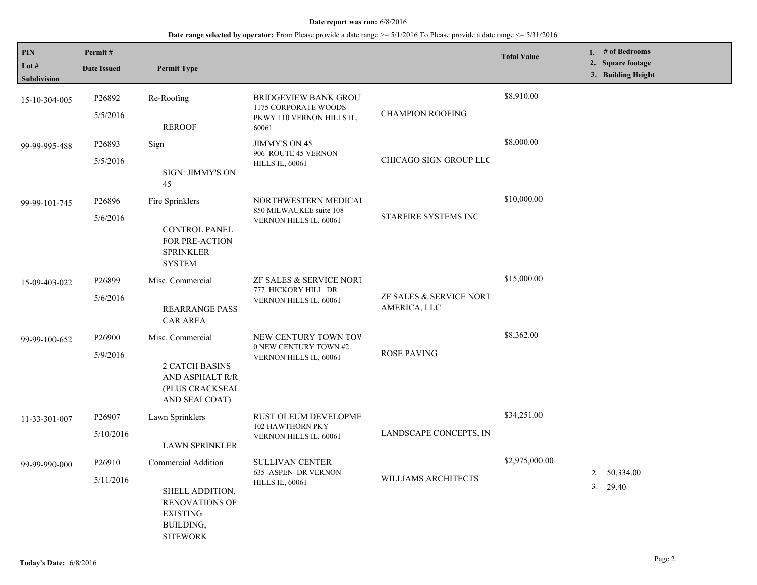**Date report was run:** 6/8/2016

**Date range selected by operator:** From Please provide a date range >= 5/1/2016 To Please provide a date range <= 5/31/2016

| PIN<br>Lot #<br>Subdivision | Permit #<br>Date Issued | Permit Type | | | Total Value | 1. # of Bedrooms<br>2. Square footage<br>3. Building Height |
|---|---|---|---|---|---|---|
| 15-10-304-005 | P26892<br>5/5/2016 | Re-Roofing<br>REROOF | BRIDGEVIEW BANK GROU<br>1175 CORPORATE WOODS PKWY 110 VERNON HILLS IL, 60061 | CHAMPION ROOFING | $8,910.00 | |
| 99-99-995-488 | P26893<br>5/5/2016 | Sign<br>SIGN: JIMMY'S ON 45 | JIMMY'S ON 45<br>906 ROUTE 45 VERNON HILLS IL, 60061 | CHICAGO SIGN GROUP LLC | $8,000.00 | |
| 99-99-101-745 | P26896<br>5/6/2016 | Fire Sprinklers<br>CONTROL PANEL FOR PRE-ACTION SPRINKLER SYSTEM | NORTHWESTERN MEDICAI<br>850 MILWAUKEE suite 108 VERNON HILLS IL, 60061 | STARFIRE SYSTEMS INC | $10,000.00 | |
| 15-09-403-022 | P26899<br>5/6/2016 | Misc. Commercial<br>REARRANGE PASS CAR AREA | ZF SALES & SERVICE NORT<br>777 HICKORY HILL DR VERNON HILLS IL, 60061 | ZF SALES & SERVICE NORT AMERICA, LLC | $15,000.00 | |
| 99-99-100-652 | P26900<br>5/9/2016 | Misc. Commercial<br>2 CATCH BASINS AND ASPHALT R/R (PLUS CRACKSEAL AND SEALCOAT) | NEW CENTURY TOWN TOW<br>0 NEW CENTURY TOWN #2 VERNON HILLS IL, 60061 | ROSE PAVING | $8,362.00 | |
| 11-33-301-007 | P26907<br>5/10/2016 | Lawn Sprinklers<br>LAWN SPRINKLER | RUST OLEUM DEVELOPME<br>102 HAWTHORN PKY VERNON HILLS IL, 60061 | LANDSCAPE CONCEPTS, IN | $34,251.00 | |
| 99-99-990-000 | P26910<br>5/11/2016 | Commercial Addition<br>SHELL ADDITION, RENOVATIONS OF EXISTING BUILDING, SITEWORK | SULLIVAN CENTER<br>635 ASPEN DR VERNON HILLS IL, 60061 | WILLIAMS ARCHITECTS | $2,975,000.00 | 2. 50,334.00<br>3. 29.40 |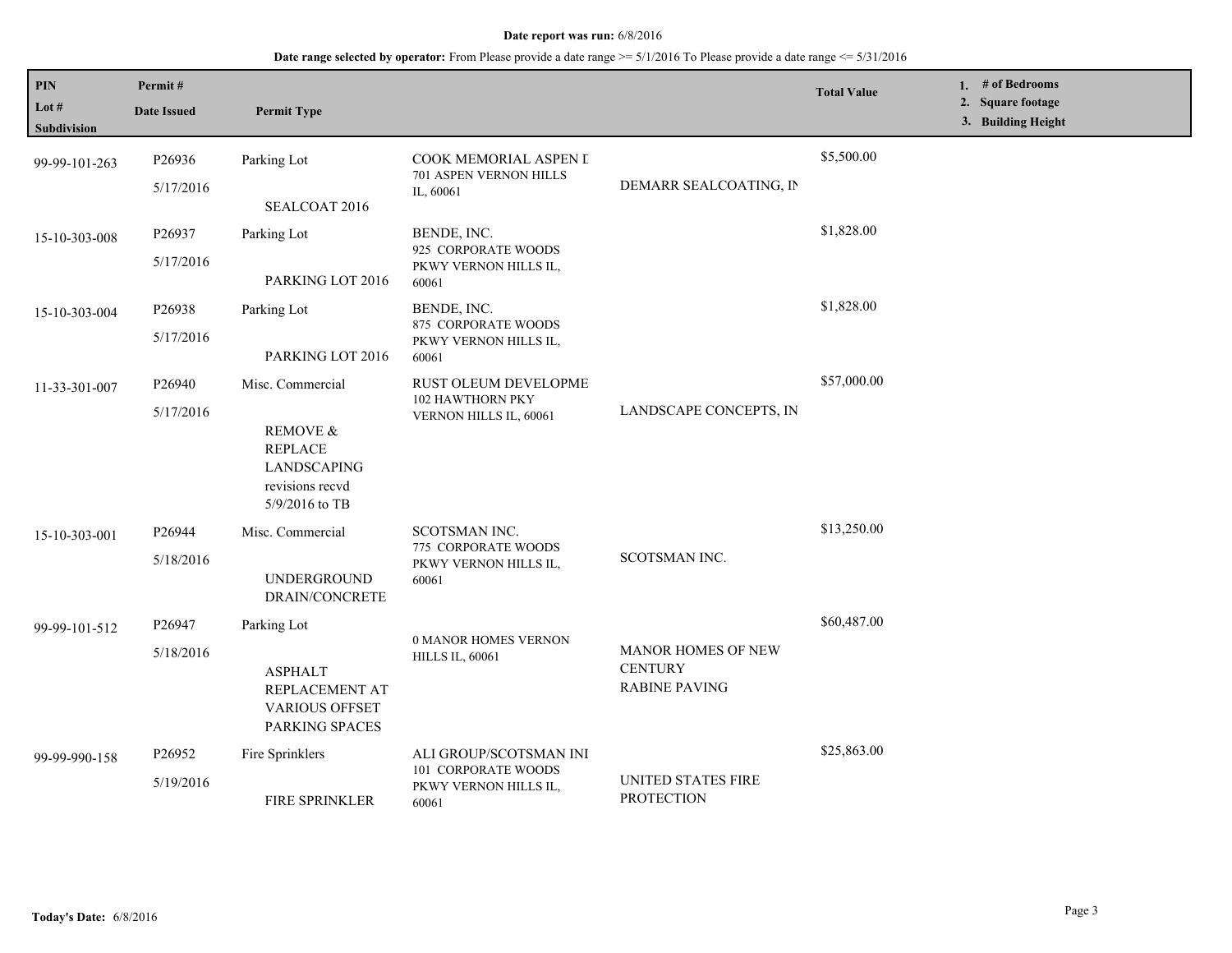**Date report was run:** 6/8/2016

**Date range selected by operator:** From Please provide a date range >= 5/1/2016 To Please provide a date range <= 5/31/2016

| PIN<br>Lot #<br>Subdivision | Permit #<br>Date Issued | Permit Type | | | Total Value | 1. # of Bedrooms<br>2. Square footage<br>3. Building Height |
|---|---|---|---|---|---|---|
| 99-99-101-263 | P26936<br>5/17/2016 | Parking Lot<br>SEALCOAT 2016 | COOK MEMORIAL ASPEN I<br>701 ASPEN VERNON HILLS IL, 60061 | DEMARR SEALCOATING, IN | $5,500.00 | |
| 15-10-303-008 | P26937<br>5/17/2016 | Parking Lot<br>PARKING LOT 2016 | BENDE, INC.<br>925 CORPORATE WOODS PKWY VERNON HILLS IL, 60061 | | $1,828.00 | |
| 15-10-303-004 | P26938<br>5/17/2016 | Parking Lot<br>PARKING LOT 2016 | BENDE, INC.<br>875 CORPORATE WOODS PKWY VERNON HILLS IL, 60061 | | $1,828.00 | |
| 11-33-301-007 | P26940<br>5/17/2016 | Misc. Commercial<br>REMOVE & REPLACE LANDSCAPING revisions recvd 5/9/2016 to TB | RUST OLEUM DEVELOPME<br>102 HAWTHORN PKY VERNON HILLS IL, 60061 | LANDSCAPE CONCEPTS, IN | $57,000.00 | |
| 15-10-303-001 | P26944<br>5/18/2016 | Misc. Commercial<br>UNDERGROUND DRAIN/CONCRETE | SCOTSMAN INC.<br>775 CORPORATE WOODS PKWY VERNON HILLS IL, 60061 | SCOTSMAN INC. | $13,250.00 | |
| 99-99-101-512 | P26947<br>5/18/2016 | Parking Lot<br>ASPHALT REPLACEMENT AT VARIOUS OFFSET PARKING SPACES | 0 MANOR HOMES VERNON HILLS IL, 60061 | MANOR HOMES OF NEW CENTURY<br>RABINE PAVING | $60,487.00 | |
| 99-99-990-158 | P26952<br>5/19/2016 | Fire Sprinklers<br>FIRE SPRINKLER | ALI GROUP/SCOTSMAN INI<br>101 CORPORATE WOODS PKWY VERNON HILLS IL, 60061 | UNITED STATES FIRE PROTECTION | $25,863.00 | |

**Today's Date:** 6/8/2016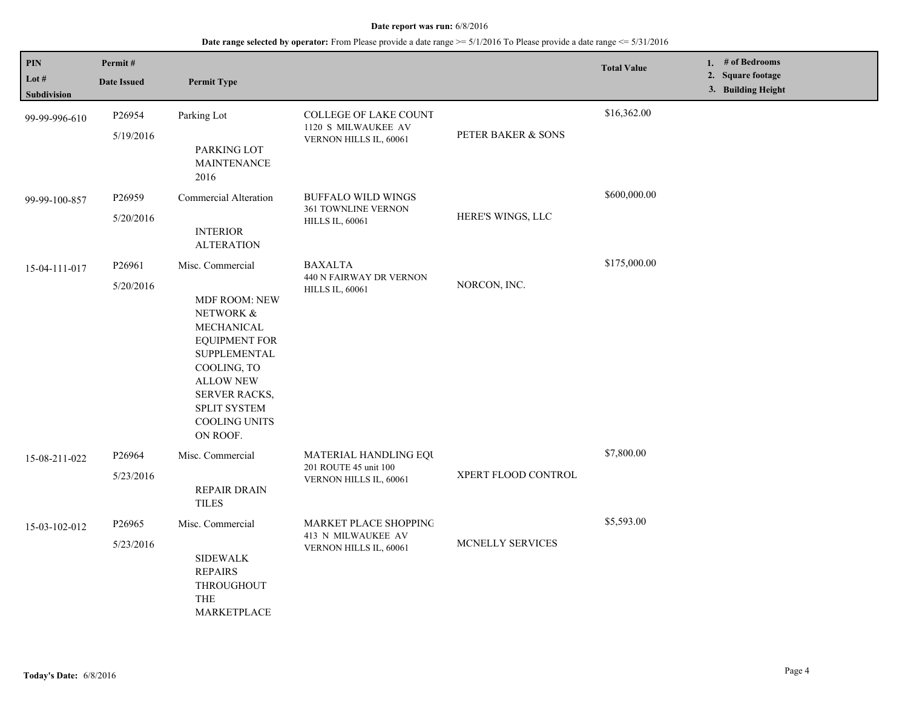**Date report was run:** 6/8/2016

**Date range selected by operator:** From Please provide a date range >= 5/1/2016 To Please provide a date range <= 5/31/2016

| PIN<br>Lot #<br>Subdivision | Permit #<br>Date Issued | Permit Type | | | Total Value | 1. # of Bedrooms<br>2. Square footage<br>3. Building Height |
|---|---|---|---|---|---|---|
| 99-99-996-610 | P26954<br>5/19/2016 | Parking Lot<br><br>PARKING LOT MAINTENANCE 2016 | COLLEGE OF LAKE COUNT<br>1120 S MILWAUKEE AV<br>VERNON HILLS IL, 60061 | PETER BAKER & SONS | $16,362.00 | |
| 99-99-100-857 | P26959<br>5/20/2016 | Commercial Alteration<br><br>INTERIOR ALTERATION | BUFFALO WILD WINGS<br>361 TOWNLINE VERNON HILLS IL, 60061 | HERE'S WINGS, LLC | $600,000.00 | |
| 15-04-111-017 | P26961<br>5/20/2016 | Misc. Commercial<br><br>MDF ROOM: NEW NETWORK & MECHANICAL EQUIPMENT FOR SUPPLEMENTAL COOLING, TO ALLOW NEW SERVER RACKS, SPLIT SYSTEM COOLING UNITS ON ROOF. | BAXALTA<br>440 N FAIRWAY DR VERNON HILLS IL, 60061 | NORCON, INC. | $175,000.00 | |
| 15-08-211-022 | P26964<br>5/23/2016 | Misc. Commercial<br><br>REPAIR DRAIN TILES | MATERIAL HANDLING EQU<br>201 ROUTE 45 unit 100<br>VERNON HILLS IL, 60061 | XPERT FLOOD CONTROL | $7,800.00 | |
| 15-03-102-012 | P26965<br>5/23/2016 | Misc. Commercial<br><br>SIDEWALK REPAIRS THROUGHOUT THE MARKETPLACE | MARKET PLACE SHOPPING<br>413 N MILWAUKEE AV<br>VERNON HILLS IL, 60061 | MCNELLY SERVICES | $5,593.00 | |

**Today's Date:** 6/8/2016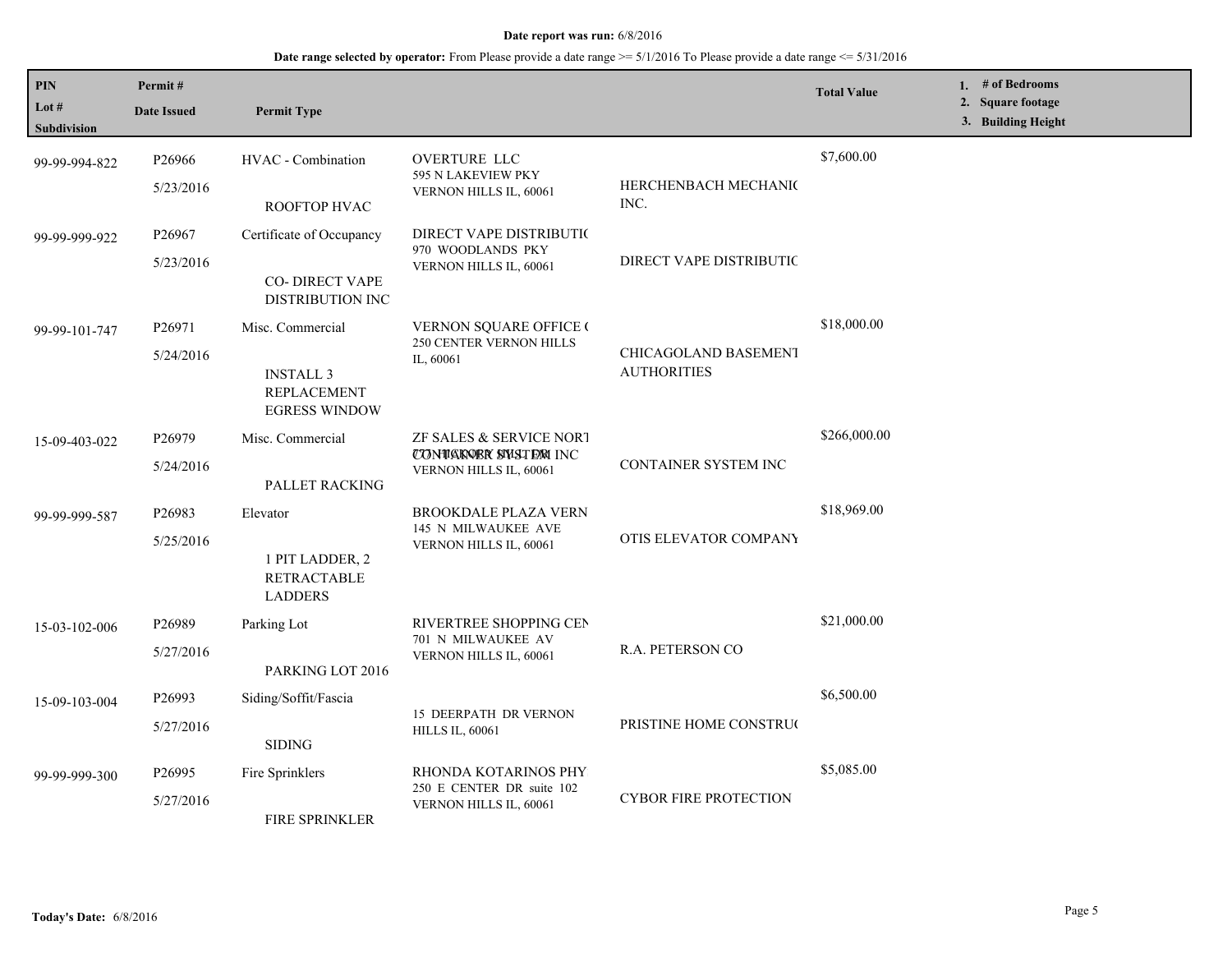**Date report was run:** 6/8/2016

**Date range selected by operator:** From Please provide a date range >= 5/1/2016 To Please provide a date range <= 5/31/2016

| PIN<br>Lot #<br>Subdivision | Permit #<br>Date Issued | Permit Type | | | Total Value | 1. # of Bedrooms<br>2. Square footage<br>3. Building Height |
|---|---|---|---|---|---|---|
| 99-99-994-822 | P26966<br>5/23/2016 | HVAC - Combination<br>ROOFTOP HVAC | OVERTURE LLC<br>595 N LAKEVIEW PKY<br>VERNON HILLS IL, 60061 | HERCHENBACH MECHANIC INC. | $7,600.00 | |
| 99-99-999-922 | P26967<br>5/23/2016 | Certificate of Occupancy<br>CO- DIRECT VAPE DISTRIBUTION INC | DIRECT VAPE DISTRIBUTIC<br>970 WOODLANDS PKY<br>VERNON HILLS IL, 60061 | DIRECT VAPE DISTRIBUTIC | | |
| 99-99-101-747 | P26971<br>5/24/2016 | Misc. Commercial<br>INSTALL 3 REPLACEMENT EGRESS WINDOW | VERNON SQUARE OFFICE (<br>250 CENTER VERNON HILLS IL, 60061 | CHICAGOLAND BASEMENT AUTHORITIES | $18,000.00 | |
| 15-09-403-022 | P26979<br>5/24/2016 | Misc. Commercial<br>PALLET RACKING | ZF SALES & SERVICE NORT<br>CONTAINER SYSTEM INC<br>VERNON HILLS IL, 60061 | CONTAINER SYSTEM INC | $266,000.00 | |
| 99-99-999-587 | P26983<br>5/25/2016 | Elevator<br>1 PIT LADDER, 2 RETRACTABLE LADDERS | BROOKDALE PLAZA VERN<br>145 N MILWAUKEE AVE<br>VERNON HILLS IL, 60061 | OTIS ELEVATOR COMPANY | $18,969.00 | |
| 15-03-102-006 | P26989<br>5/27/2016 | Parking Lot<br>PARKING LOT 2016 | RIVERTREE SHOPPING CEN<br>701 N MILWAUKEE AV<br>VERNON HILLS IL, 60061 | R.A. PETERSON CO | $21,000.00 | |
| 15-09-103-004 | P26993<br>5/27/2016 | Siding/Soffit/Fascia<br>SIDING | 15 DEERPATH DR VERNON HILLS IL, 60061 | PRISTINE HOME CONSTRUC | $6,500.00 | |
| 99-99-999-300 | P26995<br>5/27/2016 | Fire Sprinklers<br>FIRE SPRINKLER | RHONDA KOTARINOS PHY<br>250 E CENTER DR suite 102<br>VERNON HILLS IL, 60061 | CYBOR FIRE PROTECTION | $5,085.00 | |

**Today's Date:** 6/8/2016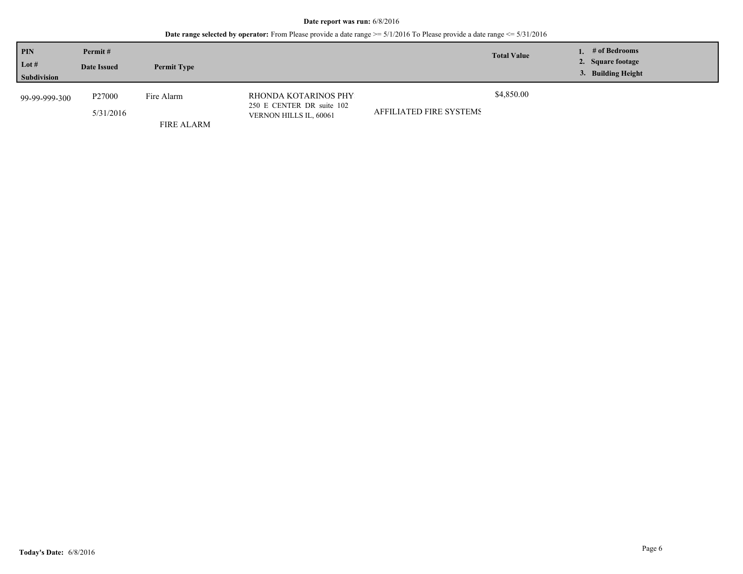**Date report was run:** 6/8/2016

**Date range selected by operator:** From Please provide a date range >= 5/1/2016 To Please provide a date range <= 5/31/2016

| PIN<br>Lot #<br>Subdivision | Permit #<br>Date Issued | Permit Type | | | Total Value | 1. # of Bedrooms<br>2. Square footage<br>3. Building Height |
|---|---|---|---|---|---|---|
| 99-99-999-300 | P27000<br>5/31/2016 | Fire Alarm<br>FIRE ALARM | RHONDA KOTARINOS PHY<br>250 E CENTER DR suite 102<br>VERNON HILLS IL, 60061 | AFFILIATED FIRE SYSTEMS | $4,850.00 | |

**Today's Date:** 6/8/2016